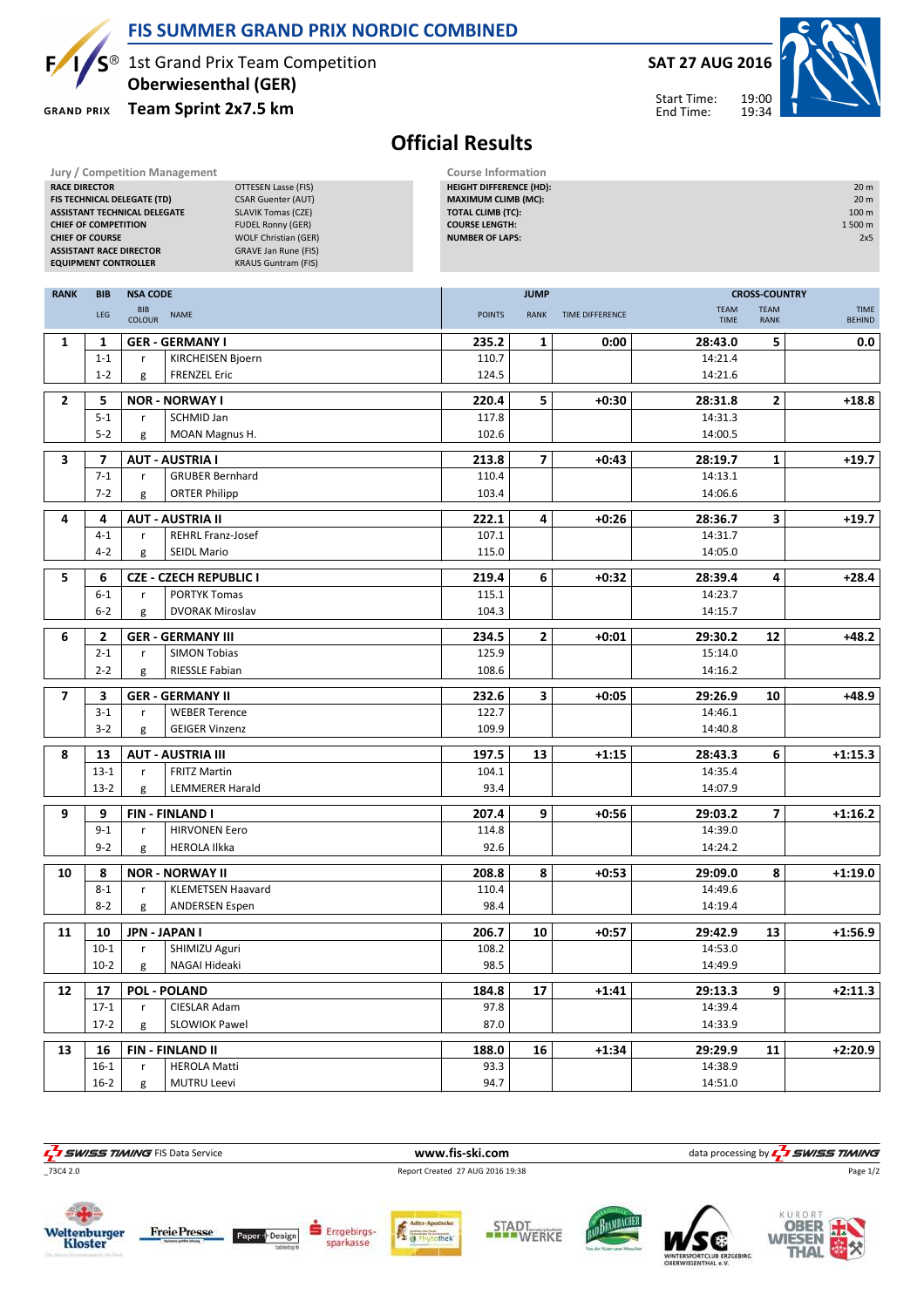# FIS SUMMER GRAND PRIX NORDIC COMBINED

1st Grand Prix Team Competition
**Oberwiesenthal (GER)**
**Team Sprint 2x7.5 km**

**SAT 27 AUG 2016**

Start Time: 19:00
End Time: 19:34

## Official Results

| Jury / Competition Management | |
|---|---|
| RACE DIRECTOR | OTTESEN Lasse (FIS) |
| FIS TECHNICAL DELEGATE (TD) | CSAR Guenter (AUT) |
| ASSISTANT TECHNICAL DELEGATE | SLAVIK Tomas (CZE) |
| CHIEF OF COMPETITION | FUDEL Ronny (GER) |
| CHIEF OF COURSE | WOLF Christian (GER) |
| ASSISTANT RACE DIRECTOR | GRAVE Jan Rune (FIS) |
| EQUIPMENT CONTROLLER | KRAUS Guntram (FIS) |

| Course Information | |
|---|---|
| HEIGHT DIFFERENCE (HD): | 20 m |
| MAXIMUM CLIMB (MC): | 20 m |
| TOTAL CLIMB (TC): | 100 m |
| COURSE LENGTH: | 1 500 m |
| NUMBER OF LAPS: | 2x5 |

| RANK | BIB / LEG | BIB COLOUR | NSA CODE / NAME | JUMP POINTS | JUMP RANK | TIME DIFFERENCE | CROSS-COUNTRY TEAM TIME | TEAM RANK | TIME BEHIND |
|---|---|---|---|---|---|---|---|---|---|
| 1 | 1 | | GER - GERMANY I | 235.2 | 1 | 0:00 | 28:43.0 | 5 | 0.0 |
| | 1-1 | r | KIRCHEISEN Bjoern | 110.7 | | | 14:21.4 | | |
| | 1-2 | g | FRENZEL Eric | 124.5 | | | 14:21.6 | | |
| 2 | 5 | | NOR - NORWAY I | 220.4 | 5 | +0:30 | 28:31.8 | 2 | +18.8 |
| | 5-1 | r | SCHMID Jan | 117.8 | | | 14:31.3 | | |
| | 5-2 | g | MOAN Magnus H. | 102.6 | | | 14:00.5 | | |
| 3 | 7 | | AUT - AUSTRIA I | 213.8 | 7 | +0:43 | 28:19.7 | 1 | +19.7 |
| | 7-1 | r | GRUBER Bernhard | 110.4 | | | 14:13.1 | | |
| | 7-2 | g | ORTER Philipp | 103.4 | | | 14:06.6 | | |
| 4 | 4 | | AUT - AUSTRIA II | 222.1 | 4 | +0:26 | 28:36.7 | 3 | +19.7 |
| | 4-1 | r | REHRL Franz-Josef | 107.1 | | | 14:31.7 | | |
| | 4-2 | g | SEIDL Mario | 115.0 | | | 14:05.0 | | |
| 5 | 6 | | CZE - CZECH REPUBLIC I | 219.4 | 6 | +0:32 | 28:39.4 | 4 | +28.4 |
| | 6-1 | r | PORTYK Tomas | 115.1 | | | 14:23.7 | | |
| | 6-2 | g | DVORAK Miroslav | 104.3 | | | 14:15.7 | | |
| 6 | 2 | | GER - GERMANY III | 234.5 | 2 | +0:01 | 29:30.2 | 12 | +48.2 |
| | 2-1 | r | SIMON Tobias | 125.9 | | | 15:14.0 | | |
| | 2-2 | g | RIESSLE Fabian | 108.6 | | | 14:16.2 | | |
| 7 | 3 | | GER - GERMANY II | 232.6 | 3 | +0:05 | 29:26.9 | 10 | +48.9 |
| | 3-1 | r | WEBER Terence | 122.7 | | | 14:46.1 | | |
| | 3-2 | g | GEIGER Vinzenz | 109.9 | | | 14:40.8 | | |
| 8 | 13 | | AUT - AUSTRIA III | 197.5 | 13 | +1:15 | 28:43.3 | 6 | +1:15.3 |
| | 13-1 | r | FRITZ Martin | 104.1 | | | 14:35.4 | | |
| | 13-2 | g | LEMMERER Harald | 93.4 | | | 14:07.9 | | |
| 9 | 9 | | FIN - FINLAND I | 207.4 | 9 | +0:56 | 29:03.2 | 7 | +1:16.2 |
| | 9-1 | r | HIRVONEN Eero | 114.8 | | | 14:39.0 | | |
| | 9-2 | g | HEROLA Ilkka | 92.6 | | | 14:24.2 | | |
| 10 | 8 | | NOR - NORWAY II | 208.8 | 8 | +0:53 | 29:09.0 | 8 | +1:19.0 |
| | 8-1 | r | KLEMETSEN Haavard | 110.4 | | | 14:49.6 | | |
| | 8-2 | g | ANDERSEN Espen | 98.4 | | | 14:19.4 | | |
| 11 | 10 | | JPN - JAPAN I | 206.7 | 10 | +0:57 | 29:42.9 | 13 | +1:56.9 |
| | 10-1 | r | SHIMIZU Aguri | 108.2 | | | 14:53.0 | | |
| | 10-2 | g | NAGAI Hideaki | 98.5 | | | 14:49.9 | | |
| 12 | 17 | | POL - POLAND | 184.8 | 17 | +1:41 | 29:13.3 | 9 | +2:11.3 |
| | 17-1 | r | CIESLAR Adam | 97.8 | | | 14:39.4 | | |
| | 17-2 | g | SLOWIOK Pawel | 87.0 | | | 14:33.9 | | |
| 13 | 16 | | FIN - FINLAND II | 188.0 | 16 | +1:34 | 29:29.9 | 11 | +2:20.9 |
| | 16-1 | r | HEROLA Matti | 93.3 | | | 14:38.9 | | |
| | 16-2 | g | MUTRU Leevi | 94.7 | | | 14:51.0 | | |

SWISS TIMING FIS Data Service — www.fis-ski.com — data processing by SWISS TIMING

_73C4 2.0 — Report Created 27 AUG 2016 19:38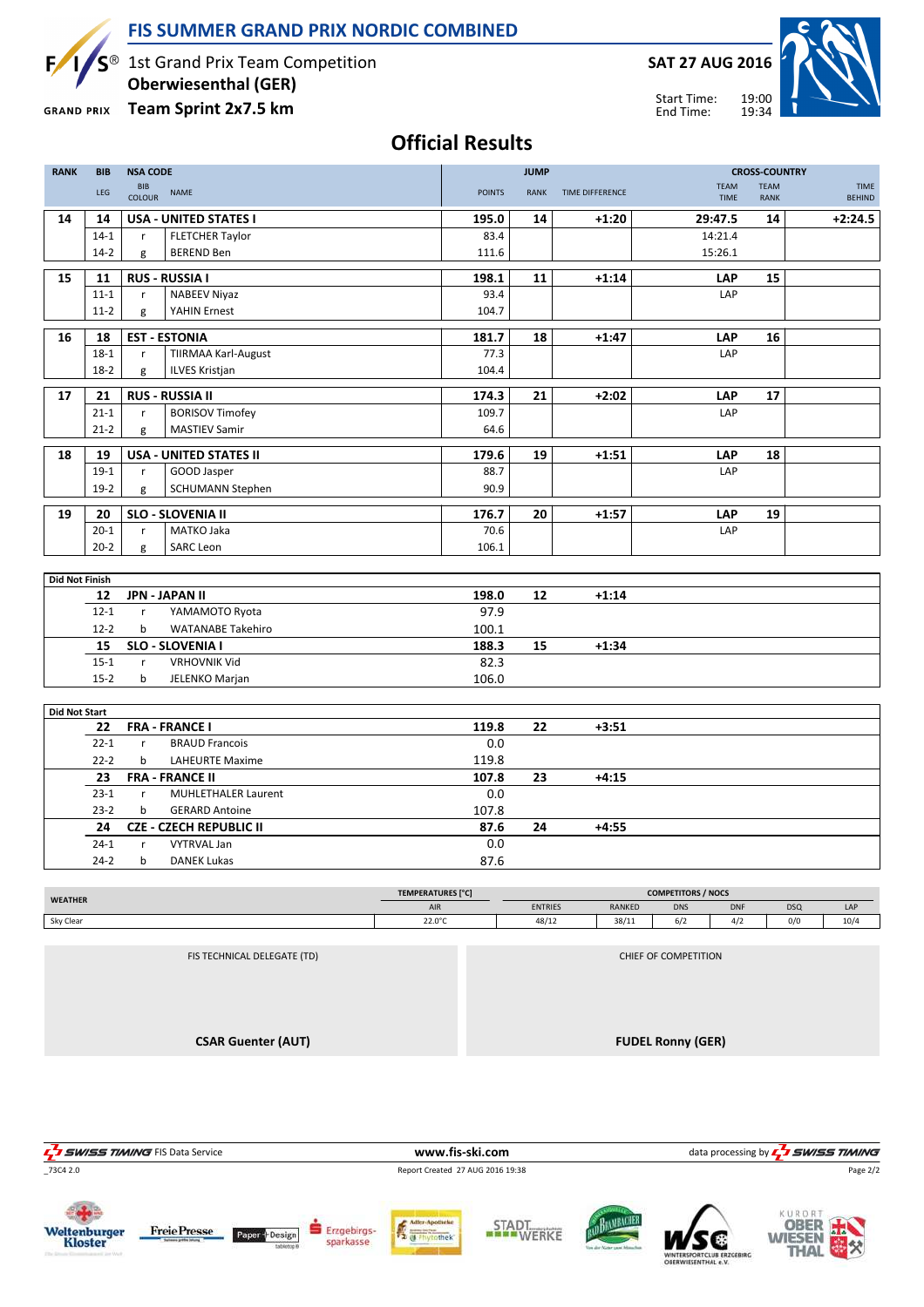# FIS SUMMER GRAND PRIX NORDIC COMBINED

1st Grand Prix Team Competition
**Oberwiesenthal (GER)**
**Team Sprint 2x7.5 km**

**SAT 27 AUG 2016**

Start Time: 19:00
End Time: 19:34

## Official Results

| RANK | BIB / LEG | BIB COLOUR | NSA CODE / NAME | JUMP POINTS | JUMP RANK | TIME DIFFERENCE | CROSS-COUNTRY TEAM TIME | TEAM RANK | TIME BEHIND |
|---|---|---|---|---|---|---|---|---|---|
| **14** | **14** | | **USA - UNITED STATES I** | **195.0** | **14** | **+1:20** | **29:47.5** | **14** | **+2:24.5** |
| | 14-1 | r | FLETCHER Taylor | 83.4 | | | 14:21.4 | | |
| | 14-2 | g | BEREND Ben | 111.6 | | | 15:26.1 | | |
| **15** | **11** | | **RUS - RUSSIA I** | **198.1** | **11** | **+1:14** | **LAP** | **15** | |
| | 11-1 | r | NABEEV Niyaz | 93.4 | | | LAP | | |
| | 11-2 | g | YAHIN Ernest | 104.7 | | | | | |
| **16** | **18** | | **EST - ESTONIA** | **181.7** | **18** | **+1:47** | **LAP** | **16** | |
| | 18-1 | r | TIIRMAA Karl-August | 77.3 | | | LAP | | |
| | 18-2 | g | ILVES Kristjan | 104.4 | | | | | |
| **17** | **21** | | **RUS - RUSSIA II** | **174.3** | **21** | **+2:02** | **LAP** | **17** | |
| | 21-1 | r | BORISOV Timofey | 109.7 | | | LAP | | |
| | 21-2 | g | MASTIEV Samir | 64.6 | | | | | |
| **18** | **19** | | **USA - UNITED STATES II** | **179.6** | **19** | **+1:51** | **LAP** | **18** | |
| | 19-1 | r | GOOD Jasper | 88.7 | | | LAP | | |
| | 19-2 | g | SCHUMANN Stephen | 90.9 | | | | | |
| **19** | **20** | | **SLO - SLOVENIA II** | **176.7** | **20** | **+1:57** | **LAP** | **19** | |
| | 20-1 | r | MATKO Jaka | 70.6 | | | LAP | | |
| | 20-2 | g | SARC Leon | 106.1 | | | | | |

**Did Not Finish**

| BIB | COLOUR | NAME | POINTS | RANK | TIME DIFFERENCE |
|---|---|---|---|---|---|
| **12** | | **JPN - JAPAN II** | **198.0** | **12** | **+1:14** |
| 12-1 | r | YAMAMOTO Ryota | 97.9 | | |
| 12-2 | b | WATANABE Takehiro | 100.1 | | |
| **15** | | **SLO - SLOVENIA I** | **188.3** | **15** | **+1:34** |
| 15-1 | r | VRHOVNIK Vid | 82.3 | | |
| 15-2 | b | JELENKO Marjan | 106.0 | | |

**Did Not Start**

| BIB | COLOUR | NAME | POINTS | RANK | TIME DIFFERENCE |
|---|---|---|---|---|---|
| **22** | | **FRA - FRANCE I** | **119.8** | **22** | **+3:51** |
| 22-1 | r | BRAUD Francois | 0.0 | | |
| 22-2 | b | LAHEURTE Maxime | 119.8 | | |
| **23** | | **FRA - FRANCE II** | **107.8** | **23** | **+4:15** |
| 23-1 | r | MUHLETHALER Laurent | 0.0 | | |
| 23-2 | b | GERARD Antoine | 107.8 | | |
| **24** | | **CZE - CZECH REPUBLIC II** | **87.6** | **24** | **+4:55** |
| 24-1 | r | VYTRVAL Jan | 0.0 | | |
| 24-2 | b | DANEK Lukas | 87.6 | | |

| WEATHER | TEMPERATURES [°C] AIR | ENTRIES | RANKED | DNS | DNF | DSQ | LAP |
|---|---|---|---|---|---|---|---|
| Sky Clear | 22.0°C | 48/12 | 38/11 | 6/2 | 4/2 | 0/0 | 10/4 |

| FIS TECHNICAL DELEGATE (TD) | CHIEF OF COMPETITION |
|---|---|
| **CSAR Guenter (AUT)** | **FUDEL Ronny (GER)** |

SWISS TIMING FIS Data Service — www.fis-ski.com — data processing by SWISS TIMING

_73C4 2.0 — Report Created 27 AUG 2016 19:38